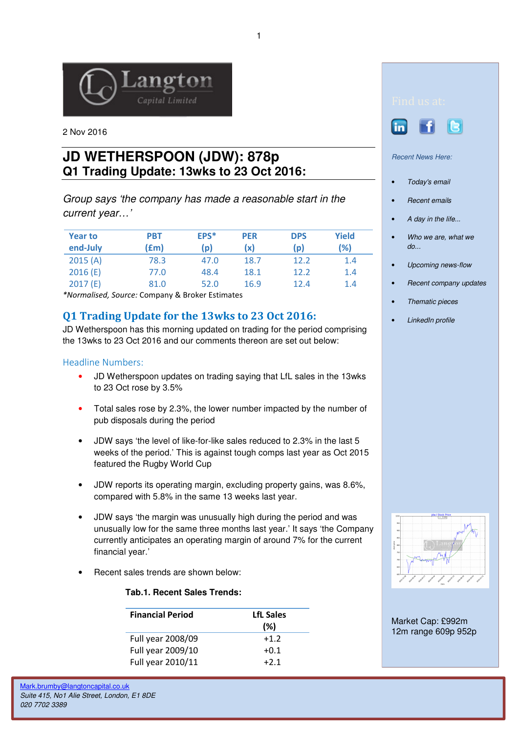Langton Capital Limited

2 Nov 2016

# JD WETHERSPOON (JDW): 878p
## Q1 Trading Update: 13wks to 23 Oct 2016:

*Group says 'the company has made a reasonable start in the current year…'*

| Year to end-July | PBT (£m) | EPS* (p) | PER (x) | DPS (p) | Yield (%) |
|---|---|---|---|---|---|
| 2015 (A) | 78.3 | 47.0 | 18.7 | 12.2 | 1.4 |
| 2016 (E) | 77.0 | 48.4 | 18.1 | 12.2 | 1.4 |
| 2017 (E) | 81.0 | 52.0 | 16.9 | 12.4 | 1.4 |

*\*Normalised, Source:* Company & Broker Estimates

## Q1 Trading Update for the 13wks to 23 Oct 2016:

JD Wetherspoon has this morning updated on trading for the period comprising the 13wks to 23 Oct 2016 and our comments thereon are set out below:

### Headline Numbers:

- JD Wetherspoon updates on trading saying that LfL sales in the 13wks to 23 Oct rose by 3.5%
- Total sales rose by 2.3%, the lower number impacted by the number of pub disposals during the period
- JDW says 'the level of like-for-like sales reduced to 2.3% in the last 5 weeks of the period.' This is against tough comps last year as Oct 2015 featured the Rugby World Cup
- JDW reports its operating margin, excluding property gains, was 8.6%, compared with 5.8% in the same 13 weeks last year.
- JDW says 'the margin was unusually high during the period and was unusually low for the same three months last year.' It says 'the Company currently anticipates an operating margin of around 7% for the current financial year.'
- Recent sales trends are shown below:

**Tab.1. Recent Sales Trends:**

| Financial Period | LfL Sales (%) |
|---|---|
| Full year 2008/09 | +1.2 |
| Full year 2009/10 | +0.1 |
| Full year 2010/11 | +2.1 |

Find us at:

*Recent News Here:*

- *Today's email*
- *Recent emails*
- *A day in the life...*
- *Who we are, what we do...*
- *Upcoming news-flow*
- *Recent company updates*
- *Thematic pieces*
- *LinkedIn profile*

Market Cap: £992m
12m range 609p 952p

Mark.brumby@langtoncapital.co.uk
*Suite 415, No1 Alie Street, London, E1 8DE*
*020 7702 3389*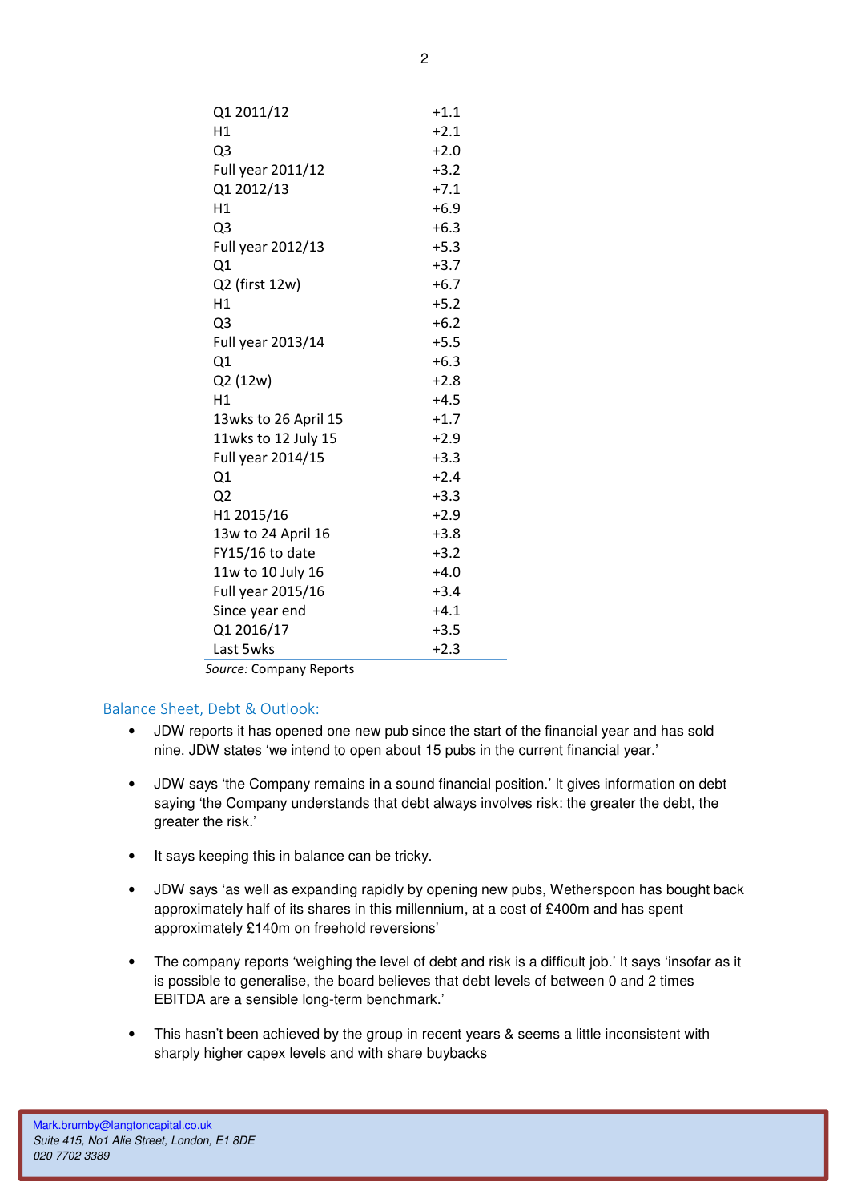| | |
|---|---|
| Q1 2011/12 | +1.1 |
| H1 | +2.1 |
| Q3 | +2.0 |
| Full year 2011/12 | +3.2 |
| Q1 2012/13 | +7.1 |
| H1 | +6.9 |
| Q3 | +6.3 |
| Full year 2012/13 | +5.3 |
| Q1 | +3.7 |
| Q2 (first 12w) | +6.7 |
| H1 | +5.2 |
| Q3 | +6.2 |
| Full year 2013/14 | +5.5 |
| Q1 | +6.3 |
| Q2 (12w) | +2.8 |
| H1 | +4.5 |
| 13wks to 26 April 15 | +1.7 |
| 11wks to 12 July 15 | +2.9 |
| Full year 2014/15 | +3.3 |
| Q1 | +2.4 |
| Q2 | +3.3 |
| H1 2015/16 | +2.9 |
| 13w to 24 April 16 | +3.8 |
| FY15/16 to date | +3.2 |
| 11w to 10 July 16 | +4.0 |
| Full year 2015/16 | +3.4 |
| Since year end | +4.1 |
| Q1 2016/17 | +3.5 |
| Last 5wks | +2.3 |

*Source:* Company Reports

## Balance Sheet, Debt & Outlook:

- JDW reports it has opened one new pub since the start of the financial year and has sold nine. JDW states 'we intend to open about 15 pubs in the current financial year.'
- JDW says 'the Company remains in a sound financial position.' It gives information on debt saying 'the Company understands that debt always involves risk: the greater the debt, the greater the risk.'
- It says keeping this in balance can be tricky.
- JDW says 'as well as expanding rapidly by opening new pubs, Wetherspoon has bought back approximately half of its shares in this millennium, at a cost of £400m and has spent approximately £140m on freehold reversions'
- The company reports 'weighing the level of debt and risk is a difficult job.' It says 'insofar as it is possible to generalise, the board believes that debt levels of between 0 and 2 times EBITDA are a sensible long-term benchmark.'
- This hasn't been achieved by the group in recent years & seems a little inconsistent with sharply higher capex levels and with share buybacks

Mark.brumby@langtoncapital.co.uk
*Suite 415, No1 Alie Street, London, E1 8DE*
*020 7702 3389*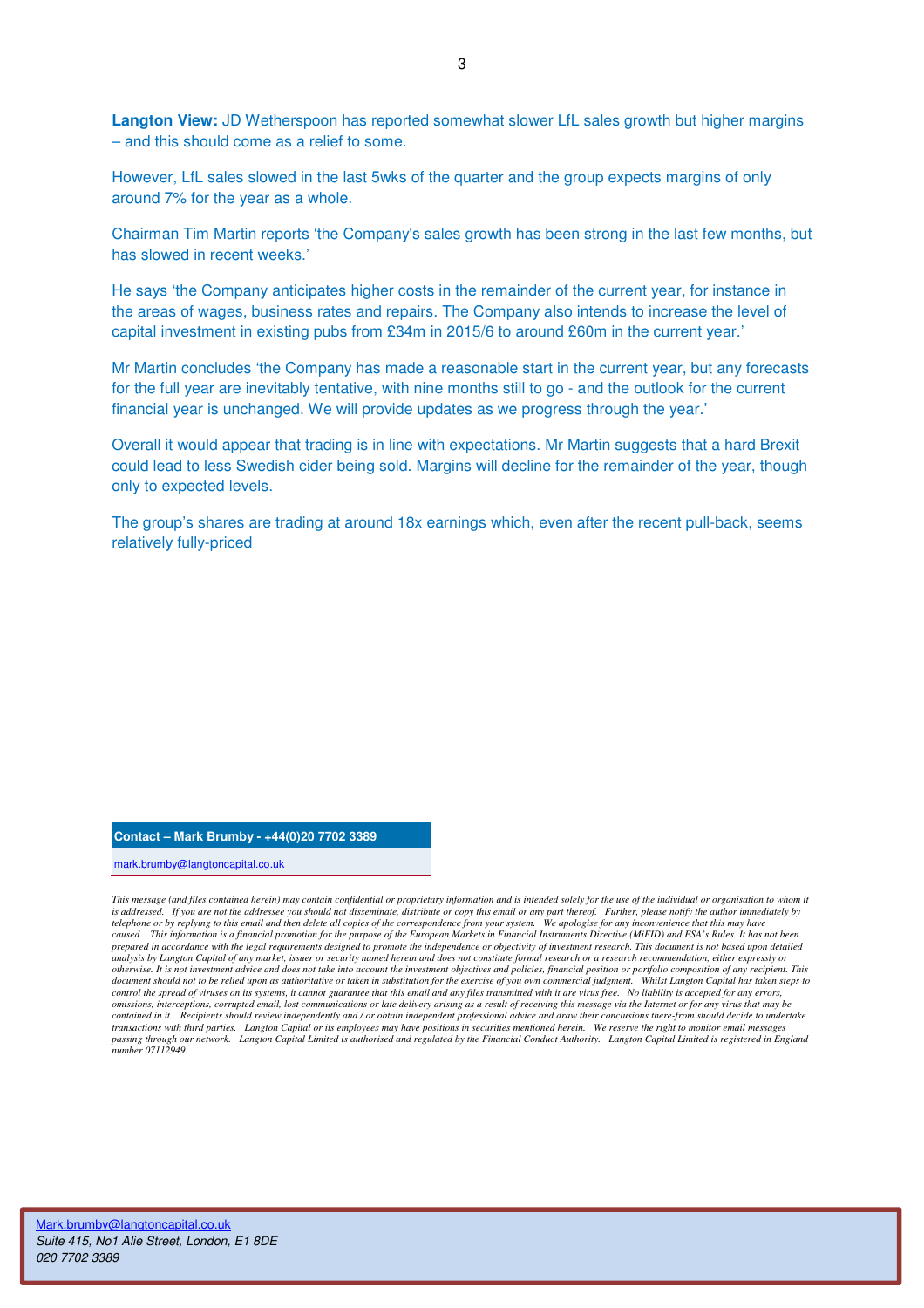**Langton View:** JD Wetherspoon has reported somewhat slower LfL sales growth but higher margins – and this should come as a relief to some.

However, LfL sales slowed in the last 5wks of the quarter and the group expects margins of only around 7% for the year as a whole.

Chairman Tim Martin reports 'the Company's sales growth has been strong in the last few months, but has slowed in recent weeks.'

He says 'the Company anticipates higher costs in the remainder of the current year, for instance in the areas of wages, business rates and repairs. The Company also intends to increase the level of capital investment in existing pubs from £34m in 2015/6 to around £60m in the current year.'

Mr Martin concludes 'the Company has made a reasonable start in the current year, but any forecasts for the full year are inevitably tentative, with nine months still to go - and the outlook for the current financial year is unchanged. We will provide updates as we progress through the year.'

Overall it would appear that trading is in line with expectations. Mr Martin suggests that a hard Brexit could lead to less Swedish cider being sold. Margins will decline for the remainder of the year, though only to expected levels.

The group's shares are trading at around 18x earnings which, even after the recent pull-back, seems relatively fully-priced

**Contact – Mark Brumby - +44(0)20 7702 3389**

mark.brumby@langtoncapital.co.uk

*This message (and files contained herein) may contain confidential or proprietary information and is intended solely for the use of the individual or organisation to whom it is addressed. If you are not the addressee you should not disseminate, distribute or copy this email or any part thereof. Further, please notify the author immediately by telephone or by replying to this email and then delete all copies of the correspondence from your system. We apologise for any inconvenience that this may have caused. This information is a financial promotion for the purpose of the European Markets in Financial Instruments Directive (MiFID) and FSA's Rules. It has not been prepared in accordance with the legal requirements designed to promote the independence or objectivity of investment research. This document is not based upon detailed analysis by Langton Capital of any market, issuer or security named herein and does not constitute formal research or a research recommendation, either expressly or otherwise. It is not investment advice and does not take into account the investment objectives and policies, financial position or portfolio composition of any recipient. This document should not to be relied upon as authoritative or taken in substitution for the exercise of you own commercial judgment. Whilst Langton Capital has taken steps to control the spread of viruses on its systems, it cannot guarantee that this email and any files transmitted with it are virus free. No liability is accepted for any errors, omissions, interceptions, corrupted email, lost communications or late delivery arising as a result of receiving this message via the Internet or for any virus that may be contained in it. Recipients should review independently and / or obtain independent professional advice and draw their conclusions there-from should decide to undertake transactions with third parties. Langton Capital or its employees may have positions in securities mentioned herein. We reserve the right to monitor email messages passing through our network. Langton Capital Limited is authorised and regulated by the Financial Conduct Authority. Langton Capital Limited is registered in England number 07112949.*

Mark.brumby@langtoncapital.co.uk
*Suite 415, No1 Alie Street, London, E1 8DE*
*020 7702 3389*